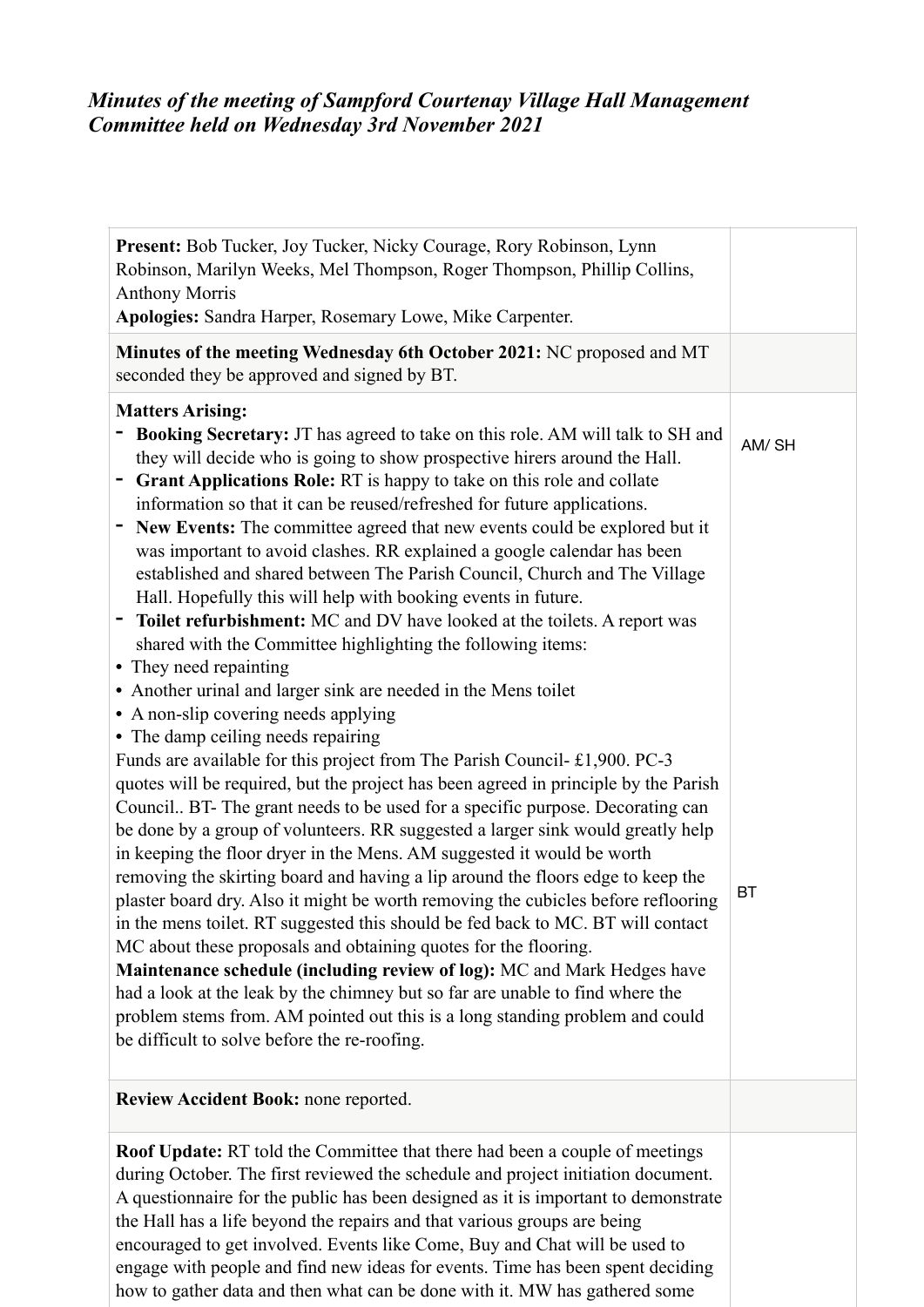# *Minutes of the meeting of Sampford Courtenay Village Hall Management Committee held on Wednesday 3rd November 2021*

| | |
|---|---|
| **Present:** Bob Tucker, Joy Tucker, Nicky Courage, Rory Robinson, Lynn Robinson, Marilyn Weeks, Mel Thompson, Roger Thompson, Phillip Collins, Anthony Morris<br>**Apologies:** Sandra Harper, Rosemary Lowe, Mike Carpenter. | |
| **Minutes of the meeting Wednesday 6th October 2021:** NC proposed and MT seconded they be approved and signed by BT. | |
| **Matters Arising:**<br>- **Booking Secretary:** JT has agreed to take on this role. AM will talk to SH and they will decide who is going to show prospective hirers around the Hall.<br>- **Grant Applications Role:** RT is happy to take on this role and collate information so that it can be reused/refreshed for future applications.<br>- **New Events:** The committee agreed that new events could be explored but it was important to avoid clashes. RR explained a google calendar has been established and shared between The Parish Council, Church and The Village Hall. Hopefully this will help with booking events in future.<br>- **Toilet refurbishment:** MC and DV have looked at the toilets. A report was shared with the Committee highlighting the following items:<br>• They need repainting<br>• Another urinal and larger sink are needed in the Mens toilet<br>• A non-slip covering needs applying<br>• The damp ceiling needs repairing<br>Funds are available for this project from The Parish Council- £1,900. PC-3 quotes will be required, but the project has been agreed in principle by the Parish Council.. BT- The grant needs to be used for a specific purpose. Decorating can be done by a group of volunteers. RR suggested a larger sink would greatly help in keeping the floor dryer in the Mens. AM suggested it would be worth removing the skirting board and having a lip around the floors edge to keep the plaster board dry. Also it might be worth removing the cubicles before reflooring in the mens toilet. RT suggested this should be fed back to MC. BT will contact MC about these proposals and obtaining quotes for the flooring.<br>**Maintenance schedule (including review of log):** MC and Mark Hedges have had a look at the leak by the chimney but so far are unable to find where the problem stems from. AM pointed out this is a long standing problem and could be difficult to solve before the re-roofing. | AM/ SH<br><br>BT |
| **Review Accident Book:** none reported. | |
| **Roof Update:** RT told the Committee that there had been a couple of meetings during October. The first reviewed the schedule and project initiation document. A questionnaire for the public has been designed as it is important to demonstrate the Hall has a life beyond the repairs and that various groups are being encouraged to get involved. Events like Come, Buy and Chat will be used to engage with people and find new ideas for events. Time has been spent deciding how to gather data and then what can be done with it. MW has gathered some | |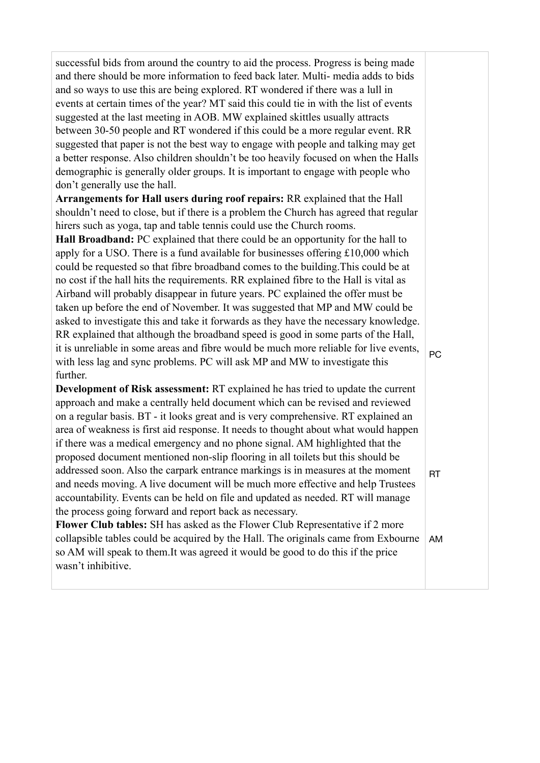| | |
|---|---|
| successful bids from around the country to aid the process. Progress is being made and there should be more information to feed back later. Multi- media adds to bids and so ways to use this are being explored. RT wondered if there was a lull in events at certain times of the year? MT said this could tie in with the list of events suggested at the last meeting in AOB. MW explained skittles usually attracts between 30-50 people and RT wondered if this could be a more regular event. RR suggested that paper is not the best way to engage with people and talking may get a better response. Also children shouldn't be too heavily focused on when the Halls demographic is generally older groups. It is important to engage with people who don't generally use the hall.<br>**Arrangements for Hall users during roof repairs:** RR explained that the Hall shouldn't need to close, but if there is a problem the Church has agreed that regular hirers such as yoga, tap and table tennis could use the Church rooms.<br>**Hall Broadband:** PC explained that there could be an opportunity for the hall to apply for a USO. There is a fund available for businesses offering £10,000 which could be requested so that fibre broadband comes to the building.This could be at no cost if the hall hits the requirements. RR explained fibre to the Hall is vital as Airband will probably disappear in future years. PC explained the offer must be taken up before the end of November. It was suggested that MP and MW could be asked to investigate this and take it forwards as they have the necessary knowledge. RR explained that although the broadband speed is good in some parts of the Hall, it is unreliable in some areas and fibre would be much more reliable for live events, with less lag and sync problems. PC will ask MP and MW to investigate this further. | PC |
| **Development of Risk assessment:** RT explained he has tried to update the current approach and make a centrally held document which can be revised and reviewed on a regular basis. BT - it looks great and is very comprehensive. RT explained an area of weakness is first aid response. It needs to thought about what would happen if there was a medical emergency and no phone signal. AM highlighted that the proposed document mentioned non-slip flooring in all toilets but this should be addressed soon. Also the carpark entrance markings is in measures at the moment and needs moving. A live document will be much more effective and help Trustees accountability. Events can be held on file and updated as needed. RT will manage the process going forward and report back as necessary. | RT |
| **Flower Club tables:** SH has asked as the Flower Club Representative if 2 more collapsible tables could be acquired by the Hall. The originals came from Exbourne so AM will speak to them.It was agreed it would be good to do this if the price wasn't inhibitive. | AM |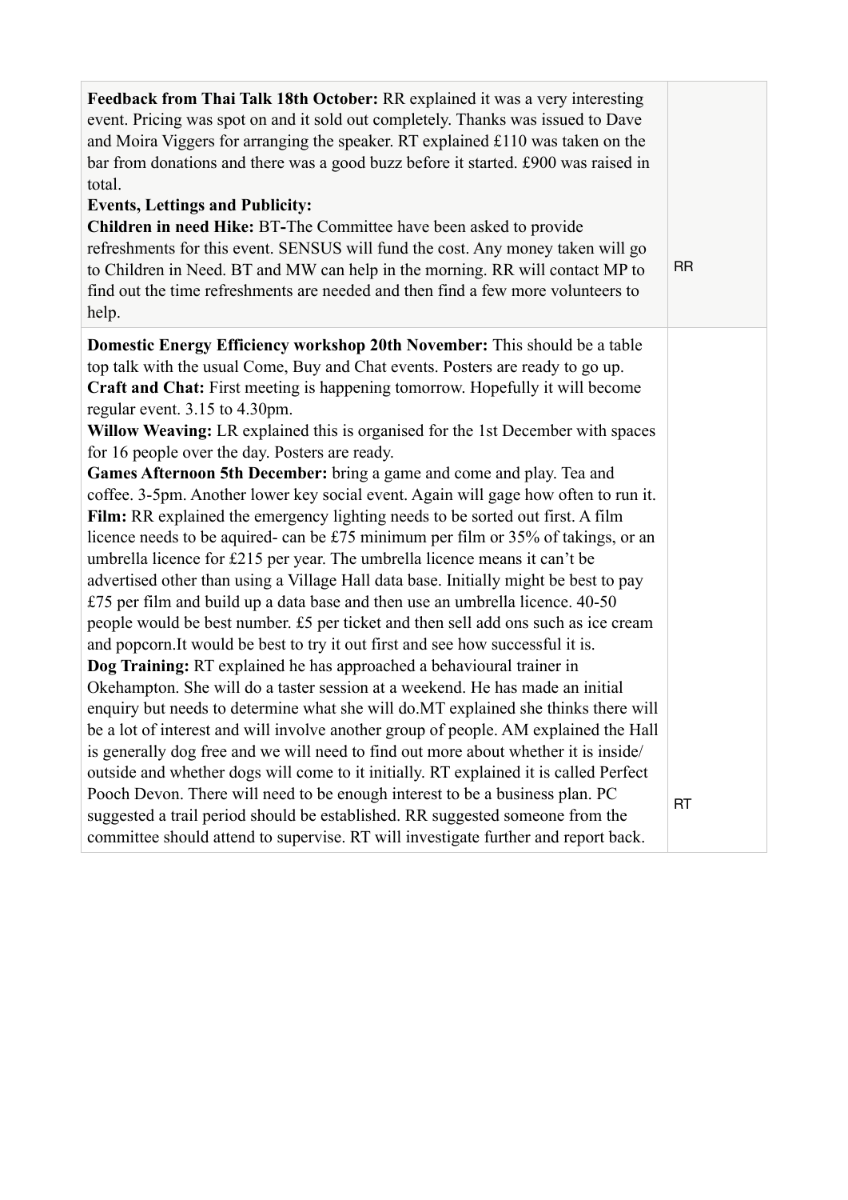| | |
|---|---|
| **Feedback from Thai Talk 18th October:** RR explained it was a very interesting event. Pricing was spot on and it sold out completely. Thanks was issued to Dave and Moira Viggers for arranging the speaker. RT explained £110 was taken on the bar from donations and there was a good buzz before it started. £900 was raised in total.<br>**Events, Lettings and Publicity:**<br>**Children in need Hike:** BT-The Committee have been asked to provide refreshments for this event. SENSUS will fund the cost. Any money taken will go to Children in Need. BT and MW can help in the morning. RR will contact MP to find out the time refreshments are needed and then find a few more volunteers to help. | RR |
| **Domestic Energy Efficiency workshop 20th November:** This should be a table top talk with the usual Come, Buy and Chat events. Posters are ready to go up.<br>**Craft and Chat:** First meeting is happening tomorrow. Hopefully it will become regular event. 3.15 to 4.30pm.<br>**Willow Weaving:** LR explained this is organised for the 1st December with spaces for 16 people over the day. Posters are ready.<br>**Games Afternoon 5th December:** bring a game and come and play. Tea and coffee. 3-5pm. Another lower key social event. Again will gage how often to run it.<br>**Film:** RR explained the emergency lighting needs to be sorted out first. A film licence needs to be aquired- can be £75 minimum per film or 35% of takings, or an umbrella licence for £215 per year. The umbrella licence means it can't be advertised other than using a Village Hall data base. Initially might be best to pay £75 per film and build up a data base and then use an umbrella licence. 40-50 people would be best number. £5 per ticket and then sell add ons such as ice cream and popcorn.It would be best to try it out first and see how successful it is.<br>**Dog Training:** RT explained he has approached a behavioural trainer in Okehampton. She will do a taster session at a weekend. He has made an initial enquiry but needs to determine what she will do.MT explained she thinks there will be a lot of interest and will involve another group of people. AM explained the Hall is generally dog free and we will need to find out more about whether it is inside/ outside and whether dogs will come to it initially. RT explained it is called Perfect Pooch Devon. There will need to be enough interest to be a business plan. PC suggested a trail period should be established. RR suggested someone from the committee should attend to supervise. RT will investigate further and report back. | RT |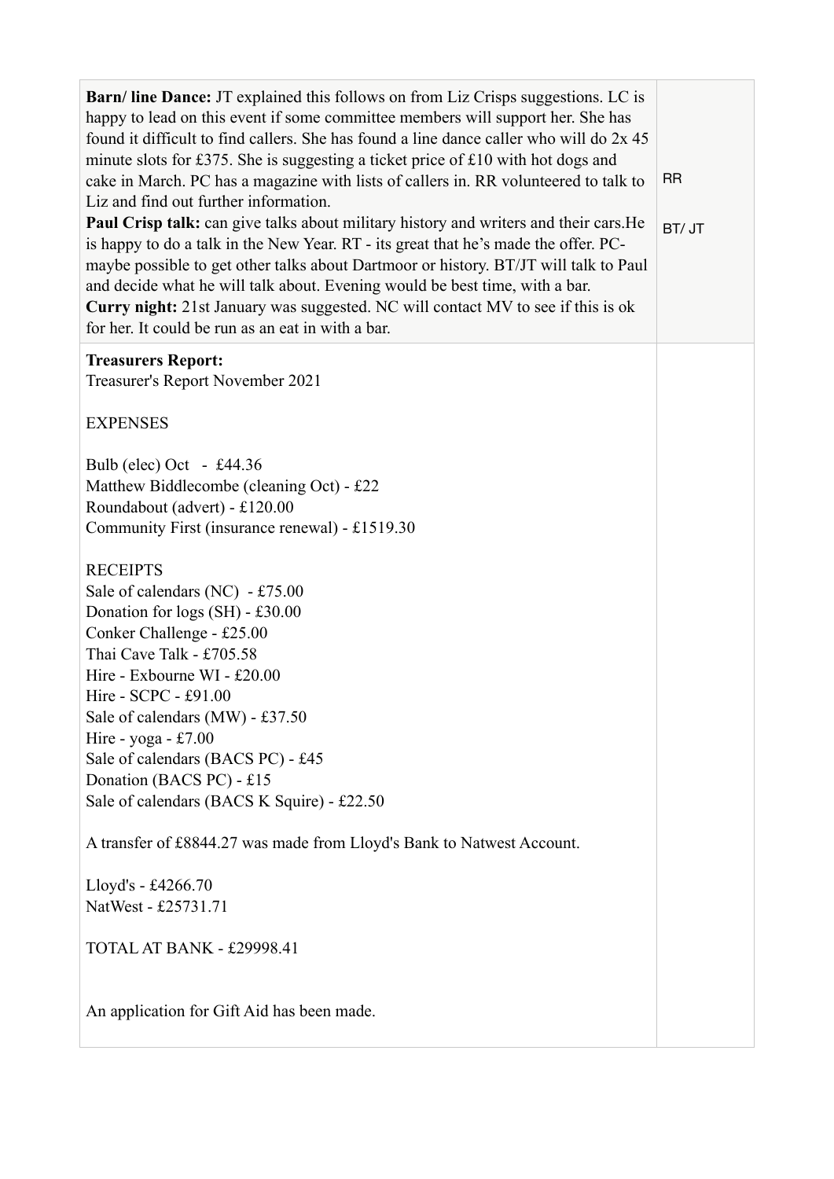| | |
|---|---|
| **Barn/ line Dance:** JT explained this follows on from Liz Crisps suggestions. LC is happy to lead on this event if some committee members will support her. She has found it difficult to find callers. She has found a line dance caller who will do 2x 45 minute slots for £375. She is suggesting a ticket price of £10 with hot dogs and cake in March. PC has a magazine with lists of callers in. RR volunteered to talk to Liz and find out further information.<br>**Paul Crisp talk:** can give talks about military history and writers and their cars.He is happy to do a talk in the New Year. RT - its great that he's made the offer. PC- maybe possible to get other talks about Dartmoor or history. BT/JT will talk to Paul and decide what he will talk about. Evening would be best time, with a bar.<br>**Curry night:** 21st January was suggested. NC will contact MV to see if this is ok for her. It could be run as an eat in with a bar. | RR<br><br>BT/ JT |
| **Treasurers Report:**<br>Treasurer's Report November 2021<br><br>EXPENSES<br><br>Bulb (elec) Oct - £44.36<br>Matthew Biddlecombe (cleaning Oct) - £22<br>Roundabout (advert) - £120.00<br>Community First (insurance renewal) - £1519.30<br><br>RECEIPTS<br>Sale of calendars (NC) - £75.00<br>Donation for logs (SH) - £30.00<br>Conker Challenge - £25.00<br>Thai Cave Talk - £705.58<br>Hire - Exbourne WI - £20.00<br>Hire - SCPC - £91.00<br>Sale of calendars (MW) - £37.50<br>Hire - yoga - £7.00<br>Sale of calendars (BACS PC) - £45<br>Donation (BACS PC) - £15<br>Sale of calendars (BACS K Squire) - £22.50<br><br>A transfer of £8844.27 was made from Lloyd's Bank to Natwest Account.<br><br>Lloyd's - £4266.70<br>NatWest - £25731.71<br><br>TOTAL AT BANK - £29998.41<br><br>An application for Gift Aid has been made. | |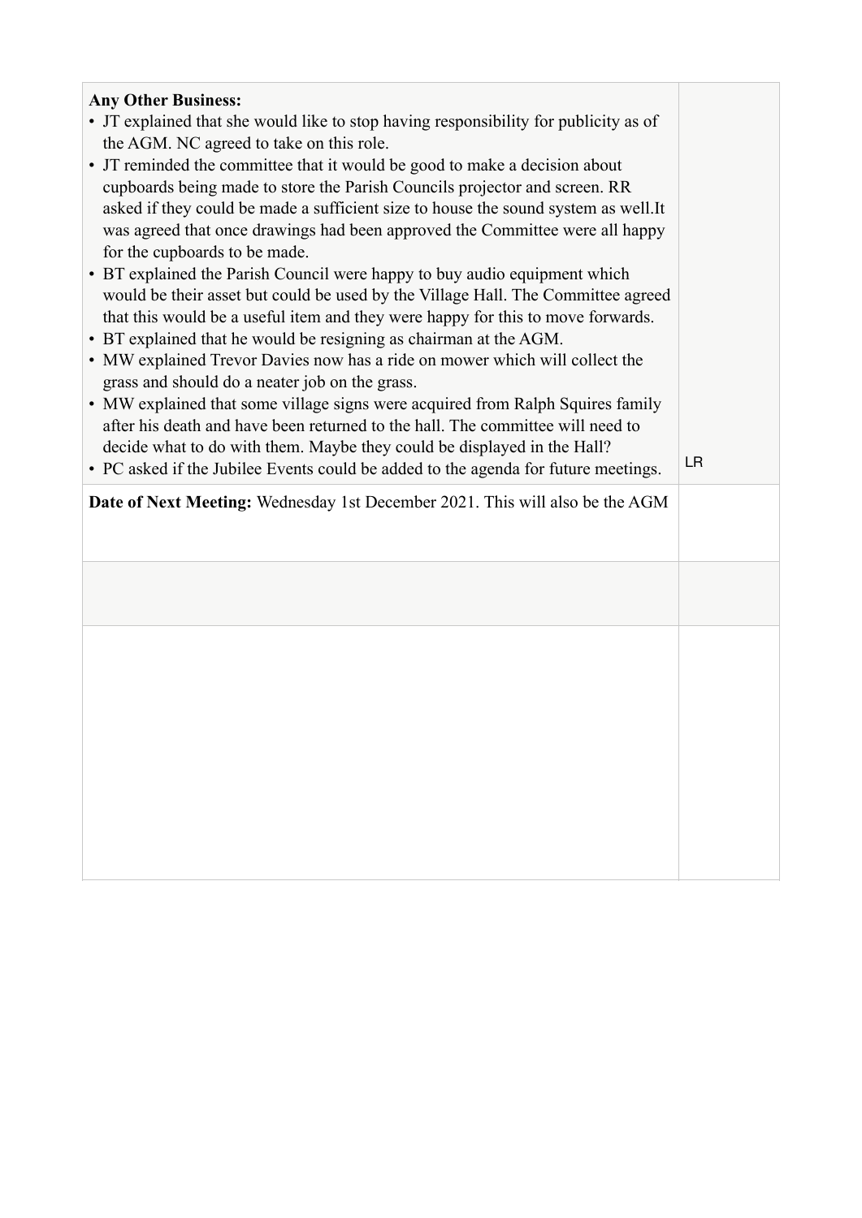| | |
|---|---|
| **Any Other Business:**<br>• JT explained that she would like to stop having responsibility for publicity as of the AGM. NC agreed to take on this role.<br>• JT reminded the committee that it would be good to make a decision about cupboards being made to store the Parish Councils projector and screen. RR asked if they could be made a sufficient size to house the sound system as well.It was agreed that once drawings had been approved the Committee were all happy for the cupboards to be made.<br>• BT explained the Parish Council were happy to buy audio equipment which would be their asset but could be used by the Village Hall. The Committee agreed that this would be a useful item and they were happy for this to move forwards.<br>• BT explained that he would be resigning as chairman at the AGM.<br>• MW explained Trevor Davies now has a ride on mower which will collect the grass and should do a neater job on the grass.<br>• MW explained that some village signs were acquired from Ralph Squires family after his death and have been returned to the hall. The committee will need to decide what to do with them. Maybe they could be displayed in the Hall?<br>• PC asked if the Jubilee Events could be added to the agenda for future meetings. | LR |
| **Date of Next Meeting:** Wednesday 1st December 2021. This will also be the AGM | |
| | |
| | |